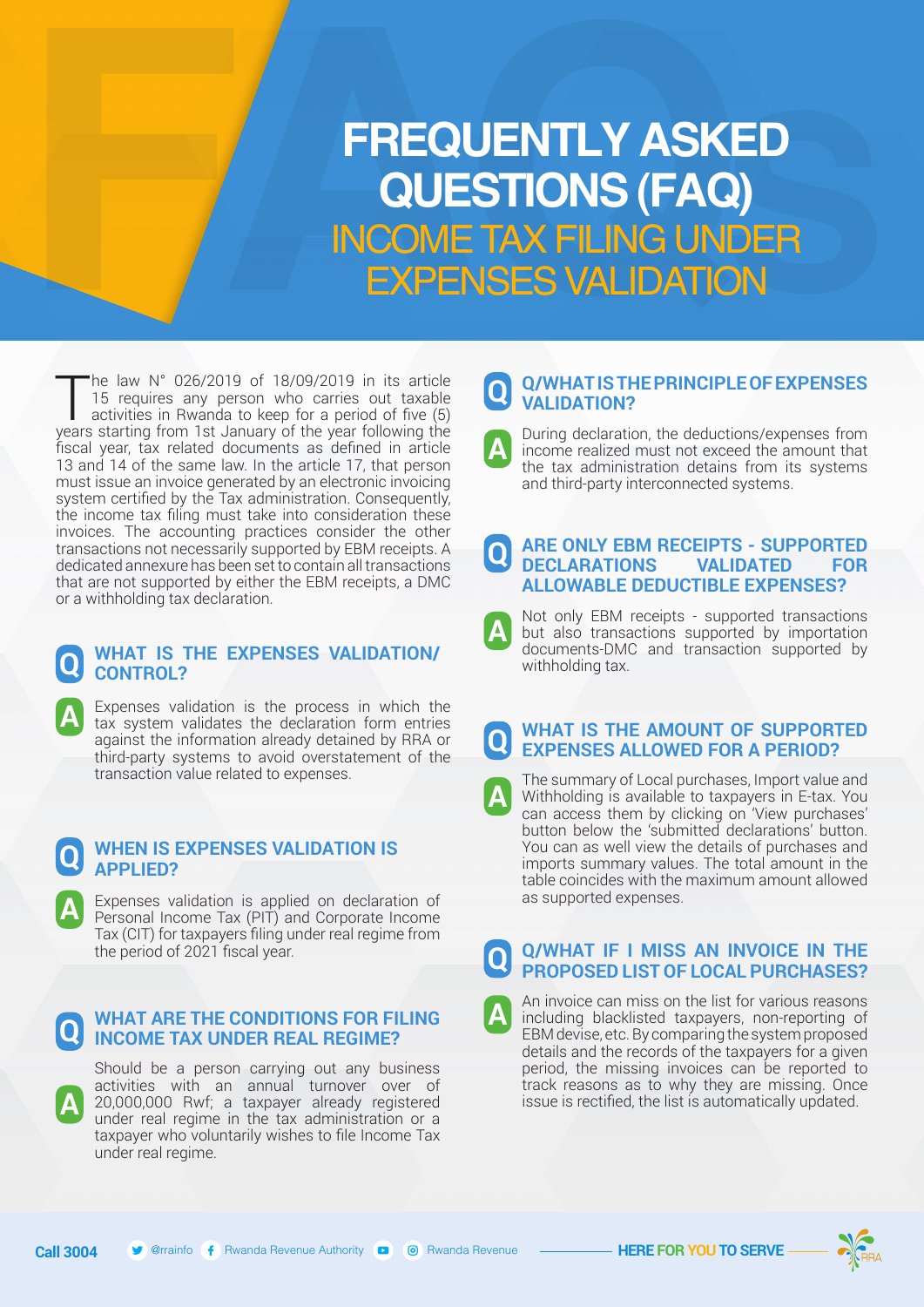# FREQUENTLY ASKED QUESTIONS (FAQ)

## INCOME TAX FILING UNDER EXPENSES VALIDATION

The law N° 026/2019 of 18/09/2019 in its article 15 requires any person who carries out taxable activities in Rwanda to keep for a period of five (5) years starting from 1st January of the year following the fiscal year, tax related documents as defined in article 13 and 14 of the same law. In the article 17, that person must issue an invoice generated by an electronic invoicing system certified by the Tax administration. Consequently, the income tax filing must take into consideration these invoices. The accounting practices consider the other transactions not necessarily supported by EBM receipts. A dedicated annexure has been set to contain all transactions that are not supported by either the EBM receipts, a DMC or a withholding tax declaration.

### Q WHAT IS THE EXPENSES VALIDATION/ CONTROL?

**A** Expenses validation is the process in which the tax system validates the declaration form entries against the information already detained by RRA or third-party systems to avoid overstatement of the transaction value related to expenses.

### Q WHEN IS EXPENSES VALIDATION IS APPLIED?

**A** Expenses validation is applied on declaration of Personal Income Tax (PIT) and Corporate Income Tax (CIT) for taxpayers filing under real regime from the period of 2021 fiscal year.

### Q WHAT ARE THE CONDITIONS FOR FILING INCOME TAX UNDER REAL REGIME?

**A** Should be a person carrying out any business activities with an annual turnover over of 20,000,000 Rwf; a taxpayer already registered under real regime in the tax administration or a taxpayer who voluntarily wishes to file Income Tax under real regime.

### Q Q/WHAT IS THE PRINCIPLE OF EXPENSES VALIDATION?

**A** During declaration, the deductions/expenses from income realized must not exceed the amount that the tax administration detains from its systems and third-party interconnected systems.

### Q ARE ONLY EBM RECEIPTS - SUPPORTED DECLARATIONS VALIDATED FOR ALLOWABLE DEDUCTIBLE EXPENSES?

**A** Not only EBM receipts - supported transactions but also transactions supported by importation documents-DMC and transaction supported by withholding tax.

### Q WHAT IS THE AMOUNT OF SUPPORTED EXPENSES ALLOWED FOR A PERIOD?

**A** The summary of Local purchases, Import value and Withholding is available to taxpayers in E-tax. You can access them by clicking on 'View purchases' button below the 'submitted declarations' button. You can as well view the details of purchases and imports summary values. The total amount in the table coincides with the maximum amount allowed as supported expenses.

### Q Q/WHAT IF I MISS AN INVOICE IN THE PROPOSED LIST OF LOCAL PURCHASES?

**A** An invoice can miss on the list for various reasons including blacklisted taxpayers, non-reporting of EBM devise, etc. By comparing the system proposed details and the records of the taxpayers for a given period, the missing invoices can be reported to track reasons as to why they are missing. Once issue is rectified, the list is automatically updated.

Call 3004 | @rrainfo | Rwanda Revenue Authority | Rwanda Revenue | HERE FOR YOU TO SERVE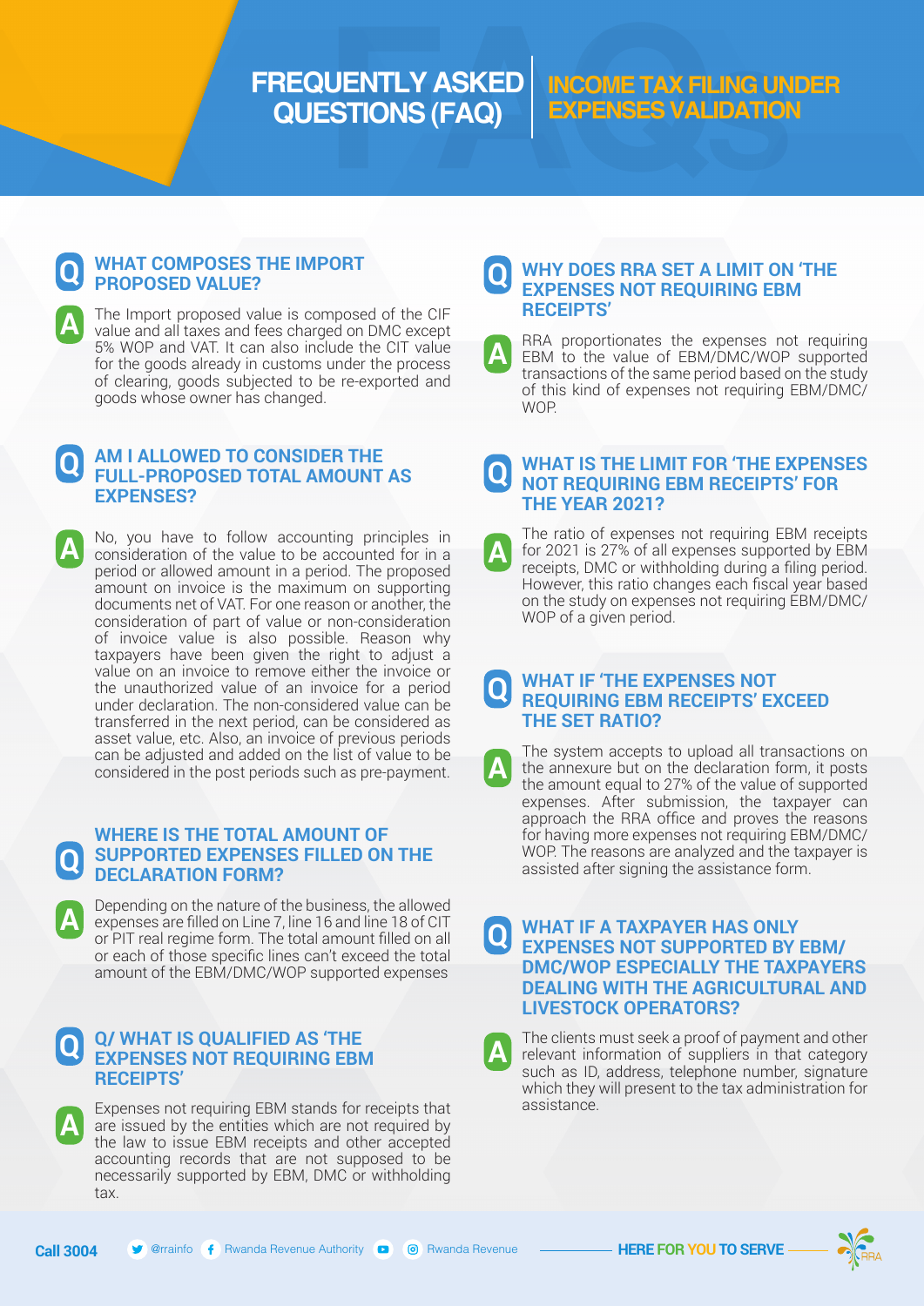# FREQUENTLY ASKED QUESTIONS (FAQ)

## INCOME TAX FILING UNDER EXPENSES VALIDATION

### Q: WHAT COMPOSES THE IMPORT PROPOSED VALUE?

**A:** The Import proposed value is composed of the CIF value and all taxes and fees charged on DMC except 5% WOP and VAT. It can also include the CIT value for the goods already in customs under the process of clearing, goods subjected to be re-exported and goods whose owner has changed.

### Q: AM I ALLOWED TO CONSIDER THE FULL-PROPOSED TOTAL AMOUNT AS EXPENSES?

**A:** No, you have to follow accounting principles in consideration of the value to be accounted for in a period or allowed amount in a period. The proposed amount on invoice is the maximum on supporting documents net of VAT. For one reason or another, the consideration of part of value or non-consideration of invoice value is also possible. Reason why taxpayers have been given the right to adjust a value on an invoice to remove either the invoice or the unauthorized value of an invoice for a period under declaration. The non-considered value can be transferred in the next period, can be considered as asset value, etc. Also, an invoice of previous periods can be adjusted and added on the list of value to be considered in the post periods such as pre-payment.

### Q: WHERE IS THE TOTAL AMOUNT OF SUPPORTED EXPENSES FILLED ON THE DECLARATION FORM?

**A:** Depending on the nature of the business, the allowed expenses are filled on Line 7, line 16 and line 18 of CIT or PIT real regime form. The total amount filled on all or each of those specific lines can't exceed the total amount of the EBM/DMC/WOP supported expenses

### Q: Q/ WHAT IS QUALIFIED AS 'THE EXPENSES NOT REQUIRING EBM RECEIPTS'

**A:** Expenses not requiring EBM stands for receipts that are issued by the entities which are not required by the law to issue EBM receipts and other accepted accounting records that are not supposed to be necessarily supported by EBM, DMC or withholding tax.

### Q: WHY DOES RRA SET A LIMIT ON 'THE EXPENSES NOT REQUIRING EBM RECEIPTS'

**A:** RRA proportionates the expenses not requiring EBM to the value of EBM/DMC/WOP supported transactions of the same period based on the study of this kind of expenses not requiring EBM/DMC/WOP.

### Q: WHAT IS THE LIMIT FOR 'THE EXPENSES NOT REQUIRING EBM RECEIPTS' FOR THE YEAR 2021?

**A:** The ratio of expenses not requiring EBM receipts for 2021 is 27% of all expenses supported by EBM receipts, DMC or withholding during a filing period. However, this ratio changes each fiscal year based on the study on expenses not requiring EBM/DMC/WOP of a given period.

### Q: WHAT IF 'THE EXPENSES NOT REQUIRING EBM RECEIPTS' EXCEED THE SET RATIO?

**A:** The system accepts to upload all transactions on the annexure but on the declaration form, it posts the amount equal to 27% of the value of supported expenses. After submission, the taxpayer can approach the RRA office and proves the reasons for having more expenses not requiring EBM/DMC/WOP. The reasons are analyzed and the taxpayer is assisted after signing the assistance form.

### Q: WHAT IF A TAXPAYER HAS ONLY EXPENSES NOT SUPPORTED BY EBM/DMC/WOP ESPECIALLY THE TAXPAYERS DEALING WITH THE AGRICULTURAL AND LIVESTOCK OPERATORS?

**A:** The clients must seek a proof of payment and other relevant information of suppliers in that category such as ID, address, telephone number, signature which they will present to the tax administration for assistance.

Call 3004 | @rrainfo | Rwanda Revenue Authority | Rwanda Revenue | HERE FOR YOU TO SERVE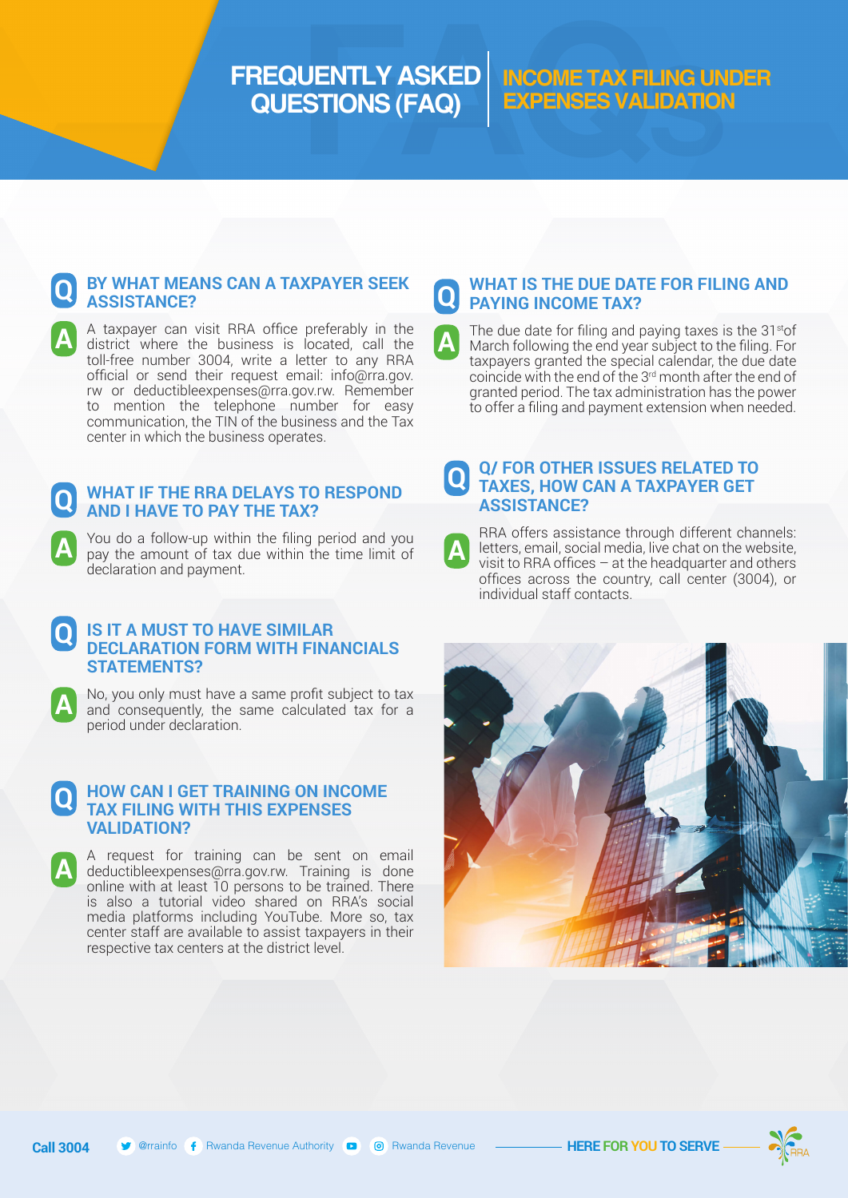# FREQUENTLY ASKED QUESTIONS (FAQ)

# INCOME TAX FILING UNDER EXPENSES VALIDATION

### Q: BY WHAT MEANS CAN A TAXPAYER SEEK ASSISTANCE?

**A:** A taxpayer can visit RRA office preferably in the district where the business is located, call the toll-free number 3004, write a letter to any RRA official or send their request email: info@rra.gov.rw or deductibleexpenses@rra.gov.rw. Remember to mention the telephone number for easy communication, the TIN of the business and the Tax center in which the business operates.

### Q: WHAT IF THE RRA DELAYS TO RESPOND AND I HAVE TO PAY THE TAX?

**A:** You do a follow-up within the filing period and you pay the amount of tax due within the time limit of declaration and payment.

### Q: IS IT A MUST TO HAVE SIMILAR DECLARATION FORM WITH FINANCIALS STATEMENTS?

**A:** No, you only must have a same profit subject to tax and consequently, the same calculated tax for a period under declaration.

### Q: HOW CAN I GET TRAINING ON INCOME TAX FILING WITH THIS EXPENSES VALIDATION?

**A:** A request for training can be sent on email deductibleexpenses@rra.gov.rw. Training is done online with at least 10 persons to be trained. There is also a tutorial video shared on RRA's social media platforms including YouTube. More so, tax center staff are available to assist taxpayers in their respective tax centers at the district level.

### Q: WHAT IS THE DUE DATE FOR FILING AND PAYING INCOME TAX?

**A:** The due date for filing and paying taxes is the 31st of March following the end year subject to the filing. For taxpayers granted the special calendar, the due date coincide with the end of the 3rd month after the end of granted period. The tax administration has the power to offer a filing and payment extension when needed.

### Q: Q/ FOR OTHER ISSUES RELATED TO TAXES, HOW CAN A TAXPAYER GET ASSISTANCE?

**A:** RRA offers assistance through different channels: letters, email, social media, live chat on the website, visit to RRA offices – at the headquarter and others offices across the country, call center (3004), or individual staff contacts.

Call 3004 | @rrainfo | Rwanda Revenue Authority | Rwanda Revenue

HERE FOR YOU TO SERVE